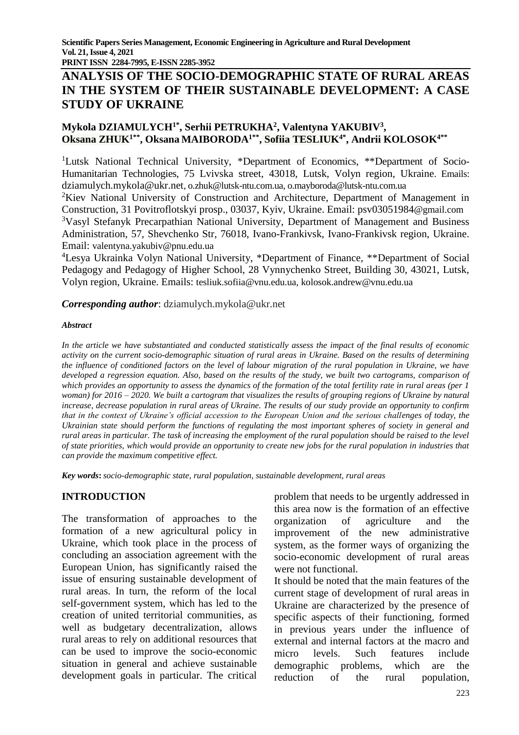# ANALYSIS OF THE SOCIO-DEMOGRAPHIC STATE OF RURAL AREAS IN THE SYSTEM OF THEIR SUSTAINABLE DEVELOPMENT: A CASE STUDY OF UKRAINE

**Mykola DZIAMULYCH[1*], Serhii PETRUKHA[2], Valentyna YAKUBIV[3], Oksana ZHUK[1**], Oksana MAIBORODA[1**], Sofiia TESLIUK[4*], Andrii KOLOSOK[4**]**

[1]Lutsk National Technical University, *Department of Economics, **Department of Socio-Humanitarian Technologies, 75 Lvivska street, 43018, Lutsk, Volyn region, Ukraine. Emails: dziamulych.mykola@ukr.net, o.zhuk@lutsk-ntu.com.ua, o.mayboroda@lutsk-ntu.com.ua

[2]Kiev National University of Construction and Architecture, Department of Management in Construction, 31 Povitroflotskyi prosp., 03037, Kyiv, Ukraine. Email: psv03051984@gmail.com

[3]Vasyl Stefanyk Precarpathian National University, Department of Management and Business Administration, 57, Shevchenko Str, 76018, Ivano-Frankivsk, Ivano-Frankivsk region, Ukraine. Email: valentyna.yakubiv@pnu.edu.ua

[4]Lesya Ukrainka Volyn National University, *Department of Finance, **Department of Social Pedagogy and Pedagogy of Higher School, 28 Vynnychenko Street, Building 30, 43021, Lutsk, Volyn region, Ukraine. Emails: tesliuk.sofiia@vnu.edu.ua, kolosok.andrew@vnu.edu.ua

***Corresponding author***: dziamulych.mykola@ukr.net

***Abstract***

*In the article we have substantiated and conducted statistically assess the impact of the final results of economic activity on the current socio-demographic situation of rural areas in Ukraine. Based on the results of determining the influence of conditioned factors on the level of labour migration of the rural population in Ukraine, we have developed a regression equation. Also, based on the results of the study, we built two cartograms, comparison of which provides an opportunity to assess the dynamics of the formation of the total fertility rate in rural areas (per 1 woman) for 2016 – 2020. We built a cartogram that visualizes the results of grouping regions of Ukraine by natural increase, decrease population in rural areas of Ukraine. The results of our study provide an opportunity to confirm that in the context of Ukraine's official accession to the European Union and the serious challenges of today, the Ukrainian state should perform the functions of regulating the most important spheres of society in general and rural areas in particular. The task of increasing the employment of the rural population should be raised to the level of state priorities, which would provide an opportunity to create new jobs for the rural population in industries that can provide the maximum competitive effect.*

***Key words*****:** *socio-demographic state, rural population, sustainable development, rural areas*

## INTRODUCTION

The transformation of approaches to the formation of a new agricultural policy in Ukraine, which took place in the process of concluding an association agreement with the European Union, has significantly raised the issue of ensuring sustainable development of rural areas. In turn, the reform of the local self-government system, which has led to the creation of united territorial communities, as well as budgetary decentralization, allows rural areas to rely on additional resources that can be used to improve the socio-economic situation in general and achieve sustainable development goals in particular. The critical problem that needs to be urgently addressed in this area now is the formation of an effective organization of agriculture and the improvement of the new administrative system, as the former ways of organizing the socio-economic development of rural areas were not functional.

It should be noted that the main features of the current stage of development of rural areas in Ukraine are characterized by the presence of specific aspects of their functioning, formed in previous years under the influence of external and internal factors at the macro and micro levels. Such features include demographic problems, which are the reduction of the rural population,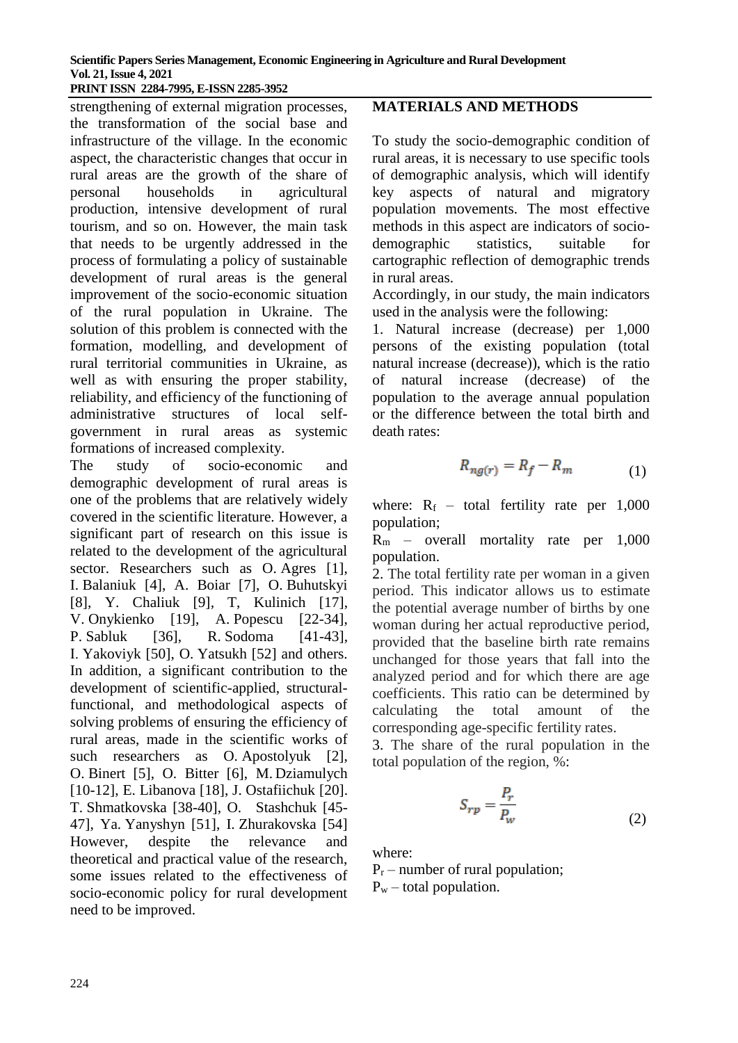strengthening of external migration processes, the transformation of the social base and infrastructure of the village. In the economic aspect, the characteristic changes that occur in rural areas are the growth of the share of personal households in agricultural production, intensive development of rural tourism, and so on. However, the main task that needs to be urgently addressed in the process of formulating a policy of sustainable development of rural areas is the general improvement of the socio-economic situation of the rural population in Ukraine. The solution of this problem is connected with the formation, modelling, and development of rural territorial communities in Ukraine, as well as with ensuring the proper stability, reliability, and efficiency of the functioning of administrative structures of local self-government in rural areas as systemic formations of increased complexity.

The study of socio-economic and demographic development of rural areas is one of the problems that are relatively widely covered in the scientific literature. However, a significant part of research on this issue is related to the development of the agricultural sector. Researchers such as O. Agres [1], I. Balaniuk [4], A. Boiar [7], O. Buhutskyi [8], Y. Chaliuk [9], T, Kulinich [17], V. Onykienko [19], A. Popescu [22-34], P. Sabluk [36], R. Sodoma [41-43], I. Yakoviyk [50], O. Yatsukh [52] and others. In addition, a significant contribution to the development of scientific-applied, structural-functional, and methodological aspects of solving problems of ensuring the efficiency of rural areas, made in the scientific works of such researchers as O. Apostolyuk [2], O. Binert [5], O. Bitter [6], M. Dziamulych [10-12], E. Libanova [18], J. Ostafiichuk [20]. T. Shmatkovska [38-40], O. Stashchuk [45-47], Ya. Yanyshyn [51], I. Zhurakovska [54] However, despite the relevance and theoretical and practical value of the research, some issues related to the effectiveness of socio-economic policy for rural development need to be improved.

## MATERIALS AND METHODS

To study the socio-demographic condition of rural areas, it is necessary to use specific tools of demographic analysis, which will identify key aspects of natural and migratory population movements. The most effective methods in this aspect are indicators of socio-demographic statistics, suitable for cartographic reflection of demographic trends in rural areas.

Accordingly, in our study, the main indicators used in the analysis were the following:

1. Natural increase (decrease) per 1,000 persons of the existing population (total natural increase (decrease)), which is the ratio of natural increase (decrease) of the population to the average annual population or the difference between the total birth and death rates:

$$R_{ng(r)} = R_f - R_m \qquad (1)$$

where: $R_f$ – total fertility rate per 1,000 population;

$R_m$ – overall mortality rate per 1,000 population.

2. The total fertility rate per woman in a given period. This indicator allows us to estimate the potential average number of births by one woman during her actual reproductive period, provided that the baseline birth rate remains unchanged for those years that fall into the analyzed period and for which there are age coefficients. This ratio can be determined by calculating the total amount of the corresponding age-specific fertility rates.

3. The share of the rural population in the total population of the region, %:

$$S_{rp} = \frac{P_r}{P_w} \qquad (2)$$

where:

$P_r$ – number of rural population;

$P_w$ – total population.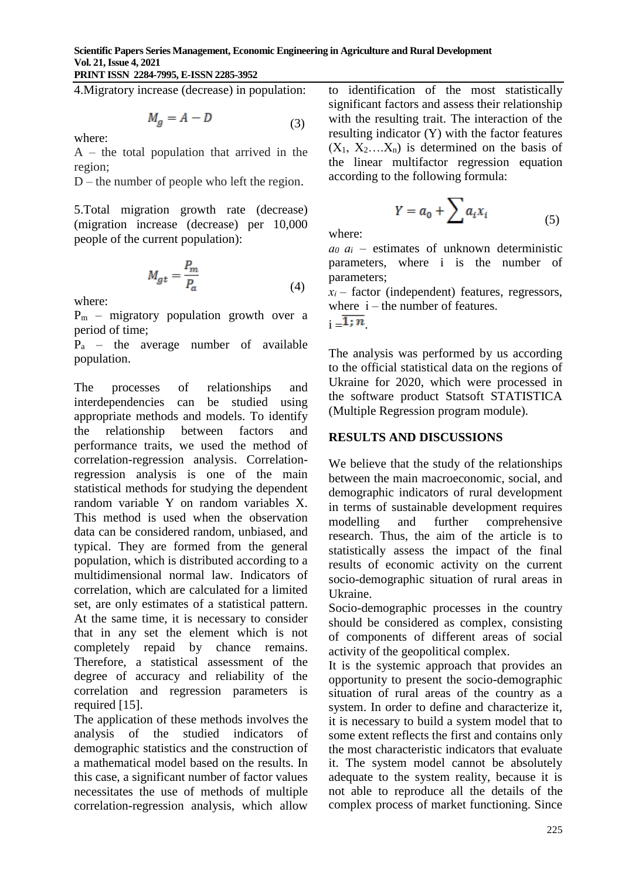4.Migratory increase (decrease) in population:

$$M_g = A - D \tag{3}$$

where:

A – the total population that arrived in the region;

D – the number of people who left the region.

5.Total migration growth rate (decrease) (migration increase (decrease) per 10,000 people of the current population):

$$M_{gt} = \frac{P_m}{P_a} \tag{4}$$

where:

$P_m$ – migratory population growth over a period of time;

$P_a$ – the average number of available population.

The processes of relationships and interdependencies can be studied using appropriate methods and models. To identify the relationship between factors and performance traits, we used the method of correlation-regression analysis. Correlation-regression analysis is one of the main statistical methods for studying the dependent random variable Y on random variables X. This method is used when the observation data can be considered random, unbiased, and typical. They are formed from the general population, which is distributed according to a multidimensional normal law. Indicators of correlation, which are calculated for a limited set, are only estimates of a statistical pattern. At the same time, it is necessary to consider that in any set the element which is not completely repaid by chance remains. Therefore, a statistical assessment of the degree of accuracy and reliability of the correlation and regression parameters is required [15].

The application of these methods involves the analysis of the studied indicators of demographic statistics and the construction of a mathematical model based on the results. In this case, a significant number of factor values necessitates the use of methods of multiple correlation-regression analysis, which allow to identification of the most statistically significant factors and assess their relationship with the resulting trait. The interaction of the resulting indicator (Y) with the factor features ($X_1$, $X_2 \ldots X_n$) is determined on the basis of the linear multifactor regression equation according to the following formula:

$$Y = a_0 + \sum a_i x_i \tag{5}$$

where:

$a_0$ $a_i$ – estimates of unknown deterministic parameters, where i is the number of parameters;

$x_i$ – factor (independent) features, regressors, where i – the number of features.

$i = \overline{1;n}$.

The analysis was performed by us according to the official statistical data on the regions of Ukraine for 2020, which were processed in the software product Statsoft STATISTICA (Multiple Regression program module).

## RESULTS AND DISCUSSIONS

We believe that the study of the relationships between the main macroeconomic, social, and demographic indicators of rural development in terms of sustainable development requires modelling and further comprehensive research. Thus, the aim of the article is to statistically assess the impact of the final results of economic activity on the current socio-demographic situation of rural areas in Ukraine.

Socio-demographic processes in the country should be considered as complex, consisting of components of different areas of social activity of the geopolitical complex.

It is the systemic approach that provides an opportunity to present the socio-demographic situation of rural areas of the country as a system. In order to define and characterize it, it is necessary to build a system model that to some extent reflects the first and contains only the most characteristic indicators that evaluate it. The system model cannot be absolutely adequate to the system reality, because it is not able to reproduce all the details of the complex process of market functioning. Since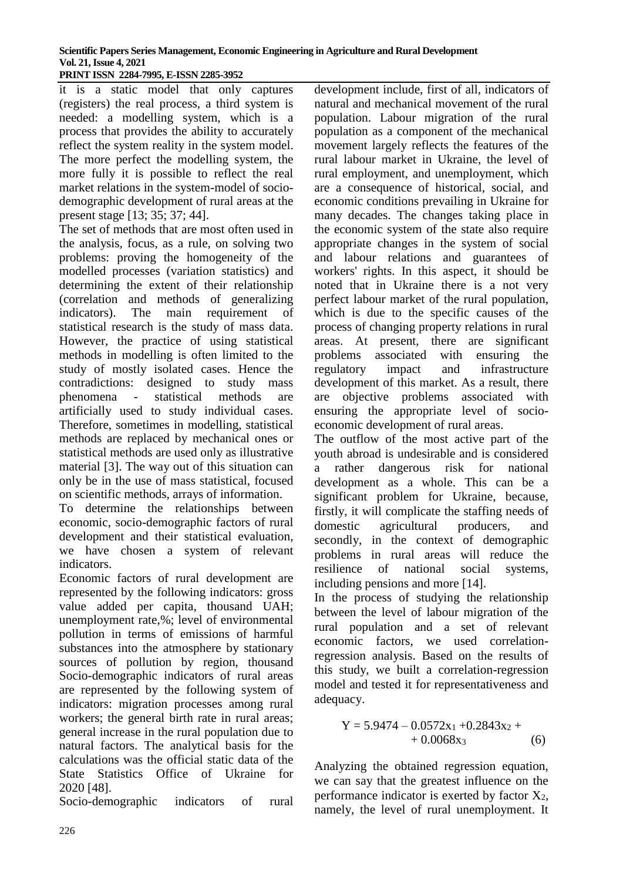it is a static model that only captures (registers) the real process, a third system is needed: a modelling system, which is a process that provides the ability to accurately reflect the system reality in the system model. The more perfect the modelling system, the more fully it is possible to reflect the real market relations in the system-model of socio-demographic development of rural areas at the present stage [13; 35; 37; 44].

The set of methods that are most often used in the analysis, focus, as a rule, on solving two problems: proving the homogeneity of the modelled processes (variation statistics) and determining the extent of their relationship (correlation and methods of generalizing indicators). The main requirement of statistical research is the study of mass data. However, the practice of using statistical methods in modelling is often limited to the study of mostly isolated cases. Hence the contradictions: designed to study mass phenomena - statistical methods are artificially used to study individual cases. Therefore, sometimes in modelling, statistical methods are replaced by mechanical ones or statistical methods are used only as illustrative material [3]. The way out of this situation can only be in the use of mass statistical, focused on scientific methods, arrays of information.

To determine the relationships between economic, socio-demographic factors of rural development and their statistical evaluation, we have chosen a system of relevant indicators.

Economic factors of rural development are represented by the following indicators: gross value added per capita, thousand UAH; unemployment rate,%; level of environmental pollution in terms of emissions of harmful substances into the atmosphere by stationary sources of pollution by region, thousand Socio-demographic indicators of rural areas are represented by the following system of indicators: migration processes among rural workers; the general birth rate in rural areas; general increase in the rural population due to natural factors. The analytical basis for the calculations was the official static data of the State Statistics Office of Ukraine for 2020 [48].

Socio-demographic indicators of rural development include, first of all, indicators of natural and mechanical movement of the rural population. Labour migration of the rural population as a component of the mechanical movement largely reflects the features of the rural labour market in Ukraine, the level of rural employment, and unemployment, which are a consequence of historical, social, and economic conditions prevailing in Ukraine for many decades. The changes taking place in the economic system of the state also require appropriate changes in the system of social and labour relations and guarantees of workers' rights. In this aspect, it should be noted that in Ukraine there is a not very perfect labour market of the rural population, which is due to the specific causes of the process of changing property relations in rural areas. At present, there are significant problems associated with ensuring the regulatory impact and infrastructure development of this market. As a result, there are objective problems associated with ensuring the appropriate level of socio-economic development of rural areas.

The outflow of the most active part of the youth abroad is undesirable and is considered a rather dangerous risk for national development as a whole. This can be a significant problem for Ukraine, because, firstly, it will complicate the staffing needs of domestic agricultural producers, and secondly, in the context of demographic problems in rural areas will reduce the resilience of national social systems, including pensions and more [14].

In the process of studying the relationship between the level of labour migration of the rural population and a set of relevant economic factors, we used correlation-regression analysis. Based on the results of this study, we built a correlation-regression model and tested it for representativeness and adequacy.

$$Y = 5.9474 - 0.0572x_1 + 0.2843x_2 + 0.0068x_3 \quad (6)$$

Analyzing the obtained regression equation, we can say that the greatest influence on the performance indicator is exerted by factor $X_2$, namely, the level of rural unemployment. It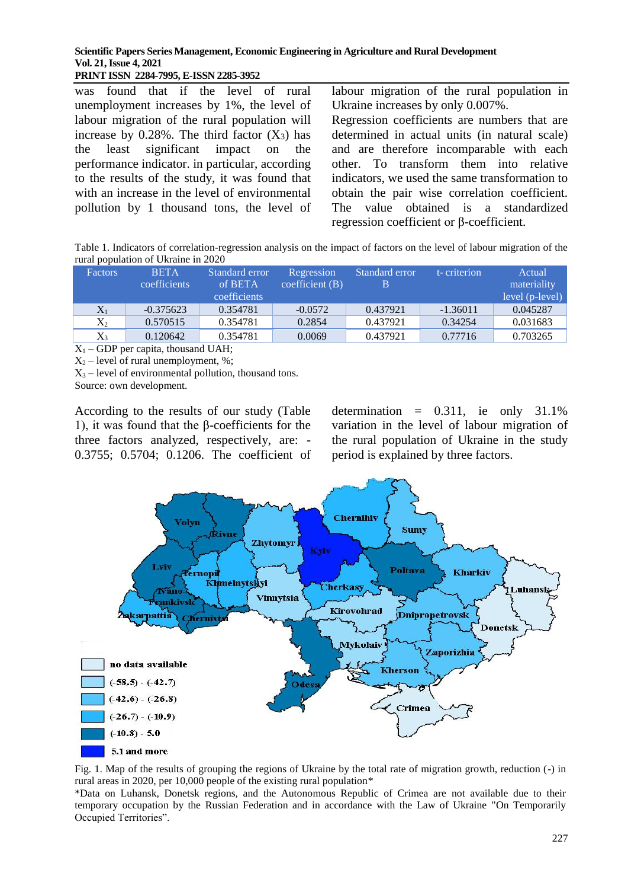was found that if the level of rural unemployment increases by 1%, the level of labour migration of the rural population will increase by 0.28%. The third factor ($X_3$) has the least significant impact on the performance indicator. in particular, according to the results of the study, it was found that with an increase in the level of environmental pollution by 1 thousand tons, the level of labour migration of the rural population in Ukraine increases by only 0.007%.

Regression coefficients are numbers that are determined in actual units (in natural scale) and are therefore incomparable with each other. To transform them into relative indicators, we used the same transformation to obtain the pair wise correlation coefficient. The value obtained is a standardized regression coefficient or β-coefficient.

Table 1. Indicators of correlation-regression analysis on the impact of factors on the level of labour migration of the rural population of Ukraine in 2020

| Factors | BETA coefficients | Standard error of BETA coefficients | Regression coefficient (B) | Standard error B | t- criterion | Actual materiality level (p-level) |
|---|---|---|---|---|---|---|
| $X_1$ | -0.375623 | 0.354781 | -0.0572 | 0.437921 | -1.36011 | 0.045287 |
| $X_2$ | 0.570515 | 0.354781 | 0.2854 | 0.437921 | 0.34254 | 0.031683 |
| $X_3$ | 0.120642 | 0.354781 | 0.0069 | 0.437921 | 0.77716 | 0.703265 |

$X_1$ – GDP per capita, thousand UAH;
$X_2$ – level of rural unemployment, %;
$X_3$ – level of environmental pollution, thousand tons.
Source: own development.

According to the results of our study (Table 1), it was found that the β-coefficients for the three factors analyzed, respectively, are: -0.3755; 0.5704; 0.1206. The coefficient of determination = 0.311, ie only 31.1% variation in the level of labour migration of the rural population of Ukraine in the study period is explained by three factors.

Volyn
Rivne
Zhytomyr
Chernihiv
Sumy
Kyiv
Lviv
Ternopil
Khmelnytskyi
Poltava
Kharkiv
Ivano Frankivsk
Cherkasy
Luhansk
Zakarpattia
Chernivtsi
Vinnytsia
Kirovohrad
Dnipropetrovsk
Donetsk
Mykolaiv
Zaporizhia
Kherson
Odesa
Crimea

no data available
(-58.5) - (-42.7)
(-42.6) - (-26.8)
(-26.7) - (-10.9)
(-10.8) - 5.0
5.1 and more

Fig. 1. Map of the results of grouping the regions of Ukraine by the total rate of migration growth, reduction (-) in rural areas in 2020, per 10,000 people of the existing rural population*

*Data on Luhansk, Donetsk regions, and the Autonomous Republic of Crimea are not available due to their temporary occupation by the Russian Federation and in accordance with the Law of Ukraine "On Temporarily Occupied Territories".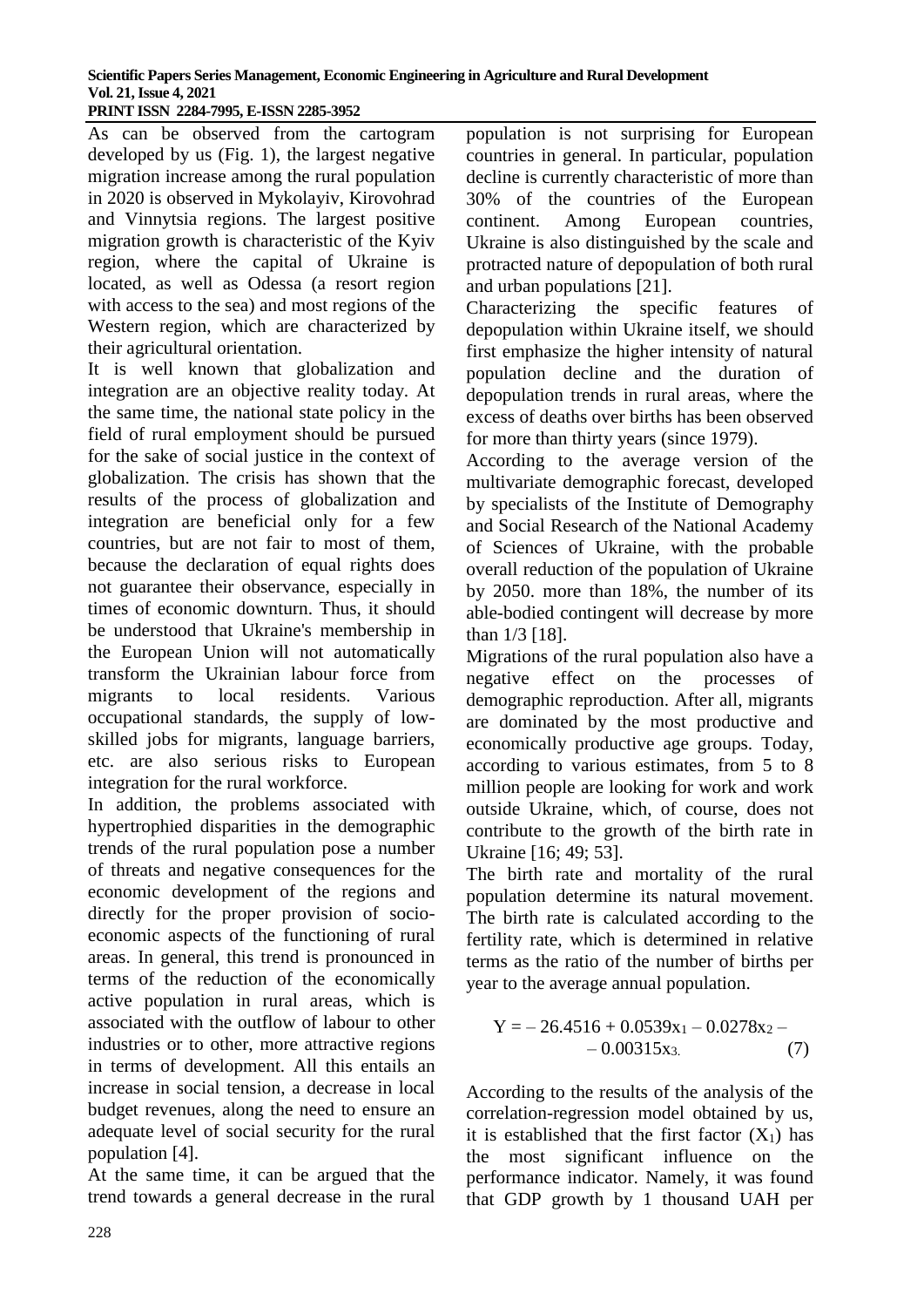As can be observed from the cartogram developed by us (Fig. 1), the largest negative migration increase among the rural population in 2020 is observed in Mykolayiv, Kirovohrad and Vinnytsia regions. The largest positive migration growth is characteristic of the Kyiv region, where the capital of Ukraine is located, as well as Odessa (a resort region with access to the sea) and most regions of the Western region, which are characterized by their agricultural orientation.

It is well known that globalization and integration are an objective reality today. At the same time, the national state policy in the field of rural employment should be pursued for the sake of social justice in the context of globalization. The crisis has shown that the results of the process of globalization and integration are beneficial only for a few countries, but are not fair to most of them, because the declaration of equal rights does not guarantee their observance, especially in times of economic downturn. Thus, it should be understood that Ukraine's membership in the European Union will not automatically transform the Ukrainian labour force from migrants to local residents. Various occupational standards, the supply of low-skilled jobs for migrants, language barriers, etc. are also serious risks to European integration for the rural workforce.

In addition, the problems associated with hypertrophied disparities in the demographic trends of the rural population pose a number of threats and negative consequences for the economic development of the regions and directly for the proper provision of socio-economic aspects of the functioning of rural areas. In general, this trend is pronounced in terms of the reduction of the economically active population in rural areas, which is associated with the outflow of labour to other industries or to other, more attractive regions in terms of development. All this entails an increase in social tension, a decrease in local budget revenues, along the need to ensure an adequate level of social security for the rural population [4].

At the same time, it can be argued that the trend towards a general decrease in the rural population is not surprising for European countries in general. In particular, population decline is currently characteristic of more than 30% of the countries of the European continent. Among European countries, Ukraine is also distinguished by the scale and protracted nature of depopulation of both rural and urban populations [21].

Characterizing the specific features of depopulation within Ukraine itself, we should first emphasize the higher intensity of natural population decline and the duration of depopulation trends in rural areas, where the excess of deaths over births has been observed for more than thirty years (since 1979).

According to the average version of the multivariate demographic forecast, developed by specialists of the Institute of Demography and Social Research of the National Academy of Sciences of Ukraine, with the probable overall reduction of the population of Ukraine by 2050. more than 18%, the number of its able-bodied contingent will decrease by more than 1/3 [18].

Migrations of the rural population also have a negative effect on the processes of demographic reproduction. After all, migrants are dominated by the most productive and economically productive age groups. Today, according to various estimates, from 5 to 8 million people are looking for work and work outside Ukraine, which, of course, does not contribute to the growth of the birth rate in Ukraine [16; 49; 53].

The birth rate and mortality of the rural population determine its natural movement. The birth rate is calculated according to the fertility rate, which is determined in relative terms as the ratio of the number of births per year to the average annual population.

$$Y = -26.4516 + 0.0539x_1 - 0.0278x_2 - 0.00315x_3 \quad (7)$$

According to the results of the analysis of the correlation-regression model obtained by us, it is established that the first factor ($X_1$) has the most significant influence on the performance indicator. Namely, it was found that GDP growth by 1 thousand UAH per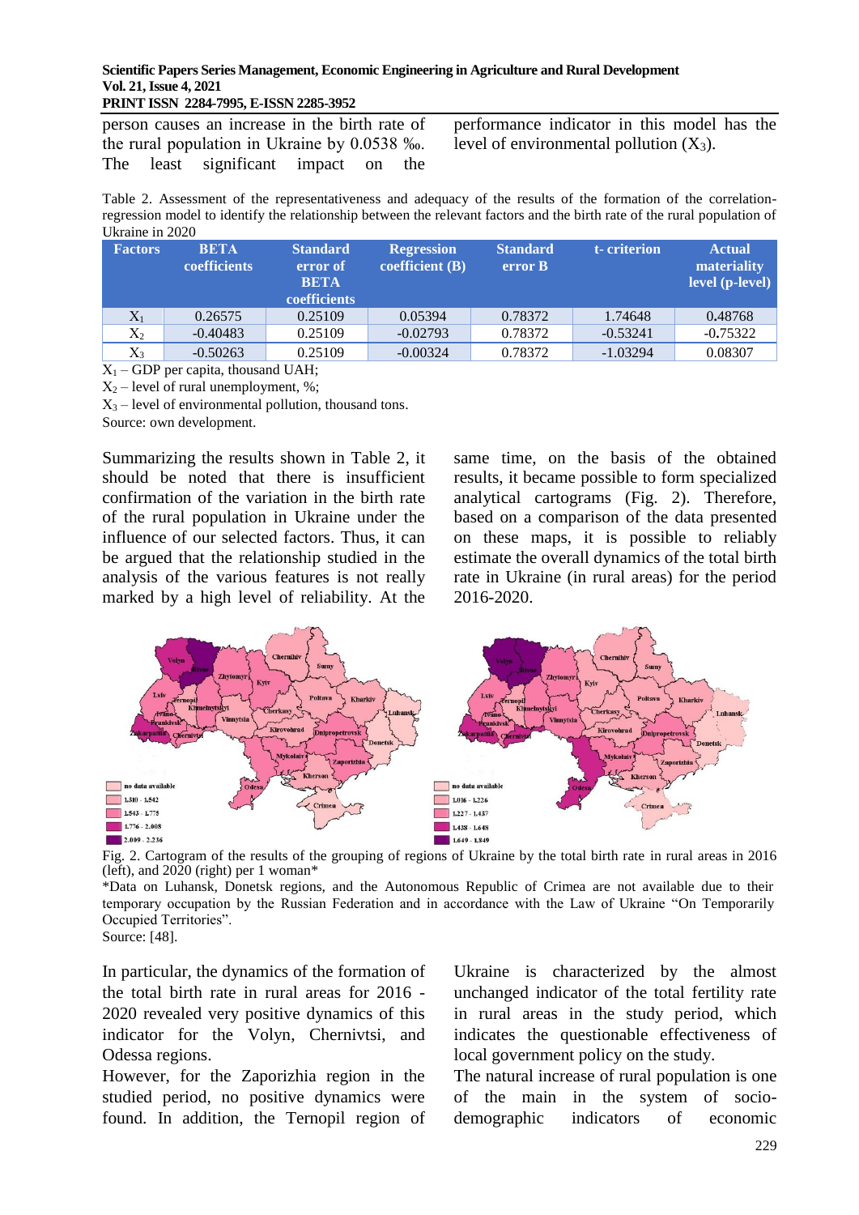person causes an increase in the birth rate of the rural population in Ukraine by 0.0538 ‰. The least significant impact on the performance indicator in this model has the level of environmental pollution ($X_3$).

Table 2. Assessment of the representativeness and adequacy of the results of the formation of the correlation-regression model to identify the relationship between the relevant factors and the birth rate of the rural population of Ukraine in 2020

| Factors | BETA coefficients | Standard error of BETA coefficients | Regression coefficient (B) | Standard error B | t- criterion | Actual materiality level (p-level) |
|---|---|---|---|---|---|---|
| $X_1$ | 0.26575 | 0.25109 | 0.05394 | 0.78372 | 1.74648 | 0.48768 |
| $X_2$ | -0.40483 | 0.25109 | -0.02793 | 0.78372 | -0.53241 | -0.75322 |
| $X_3$ | -0.50263 | 0.25109 | -0.00324 | 0.78372 | -1.03294 | 0.08307 |

$X_1$ – GDP per capita, thousand UAH;

$X_2$ – level of rural unemployment, %;

$X_3$ – level of environmental pollution, thousand tons.

Source: own development.

Summarizing the results shown in Table 2, it should be noted that there is insufficient confirmation of the variation in the birth rate of the rural population in Ukraine under the influence of our selected factors. Thus, it can be argued that the relationship studied in the analysis of the various features is not really marked by a high level of reliability. At the same time, on the basis of the obtained results, it became possible to form specialized analytical cartograms (Fig. 2). Therefore, based on a comparison of the data presented on these maps, it is possible to reliably estimate the overall dynamics of the total birth rate in Ukraine (in rural areas) for the period 2016-2020.

Volyn
Rivne
Zhytomyr
Chernihiv
Sumy
Kyiv
Lviv
Ternopil
Khmelnytskyi
Ivano-Frankivsk
Zakarpattia
Chernivtsi
Vinnytsia
Cherkasy
Poltava
Kharkiv
Luhansk
Kirovohrad
Dnipropetrovsk
Donetsk
Mykolaiv
Zaporizhia
Kherson
Odesa
Crimea

no data available
1.310 - 1.542
1.543 - 1.775
1.776 - 2.008
2.009 - 2.236

no data available
1.016 - 1.226
1.227 - 1.437
1.438 - 1.648
1.649 - 1.849

Fig. 2. Cartogram of the results of the grouping of regions of Ukraine by the total birth rate in rural areas in 2016 (left), and 2020 (right) per 1 woman*

*Data on Luhansk, Donetsk regions, and the Autonomous Republic of Crimea are not available due to their temporary occupation by the Russian Federation and in accordance with the Law of Ukraine "On Temporarily Occupied Territories".

Source: [48].

In particular, the dynamics of the formation of the total birth rate in rural areas for 2016 - 2020 revealed very positive dynamics of this indicator for the Volyn, Chernivtsi, and Odessa regions.

However, for the Zaporizhia region in the studied period, no positive dynamics were found. In addition, the Ternopil region of Ukraine is characterized by the almost unchanged indicator of the total fertility rate in rural areas in the study period, which indicates the questionable effectiveness of local government policy on the study.

The natural increase of rural population is one of the main in the system of socio-demographic indicators of economic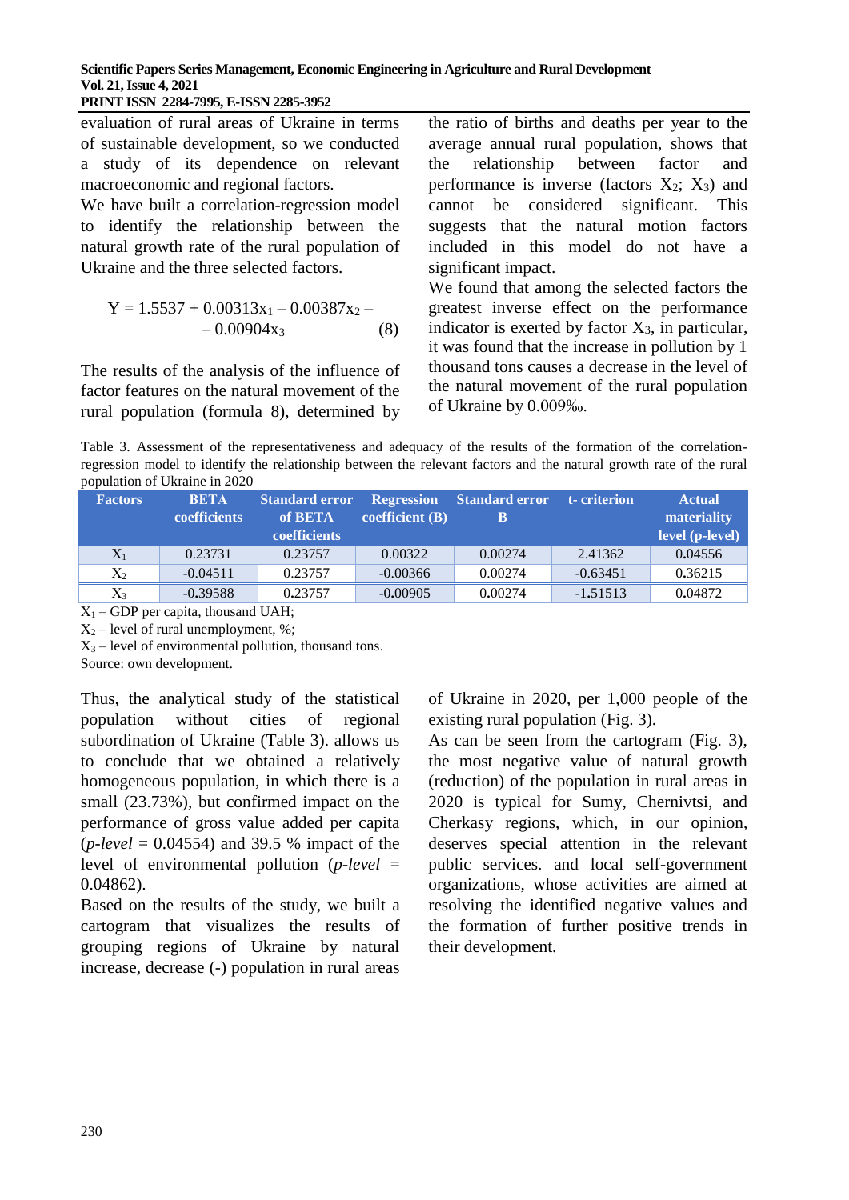evaluation of rural areas of Ukraine in terms of sustainable development, so we conducted a study of its dependence on relevant macroeconomic and regional factors.

We have built a correlation-regression model to identify the relationship between the natural growth rate of the rural population of Ukraine and the three selected factors.

$$Y = 1.5537 + 0.00313x_1 - 0.00387x_2 - 0.00904x_3 \quad (8)$$

The results of the analysis of the influence of factor features on the natural movement of the rural population (formula 8), determined by the ratio of births and deaths per year to the average annual rural population, shows that the relationship between factor and performance is inverse (factors $X_2$; $X_3$) and cannot be considered significant. This suggests that the natural motion factors included in this model do not have a significant impact.

We found that among the selected factors the greatest inverse effect on the performance indicator is exerted by factor $X_3$, in particular, it was found that the increase in pollution by 1 thousand tons causes a decrease in the level of the natural movement of the rural population of Ukraine by 0.009‰.

Table 3. Assessment of the representativeness and adequacy of the results of the formation of the correlation-regression model to identify the relationship between the relevant factors and the natural growth rate of the rural population of Ukraine in 2020

| Factors | BETA coefficients | Standard error of BETA coefficients | Regression coefficient (B) | Standard error B | t- criterion | Actual materiality level (p-level) |
|---|---|---|---|---|---|---|
| $X_1$ | 0.23731 | 0.23757 | 0.00322 | 0.00274 | 2.41362 | 0.04556 |
| $X_2$ | -0.04511 | 0.23757 | -0.00366 | 0.00274 | -0.63451 | 0.36215 |
| $X_3$ | -0.39588 | 0.23757 | -0.00905 | 0.00274 | -1.51513 | 0.04872 |

$X_1$ – GDP per capita, thousand UAH;
$X_2$ – level of rural unemployment, %;
$X_3$ – level of environmental pollution, thousand tons.
Source: own development.

Thus, the analytical study of the statistical population without cities of regional subordination of Ukraine (Table 3). allows us to conclude that we obtained a relatively homogeneous population, in which there is a small (23.73%), but confirmed impact on the performance of gross value added per capita (*p-level* = 0.04554) and 39.5 % impact of the level of environmental pollution (*p-level* = 0.04862).

Based on the results of the study, we built a cartogram that visualizes the results of grouping regions of Ukraine by natural increase, decrease (-) population in rural areas of Ukraine in 2020, per 1,000 people of the existing rural population (Fig. 3).

As can be seen from the cartogram (Fig. 3), the most negative value of natural growth (reduction) of the population in rural areas in 2020 is typical for Sumy, Chernivtsi, and Cherkasy regions, which, in our opinion, deserves special attention in the relevant public services. and local self-government organizations, whose activities are aimed at resolving the identified negative values and the formation of further positive trends in their development.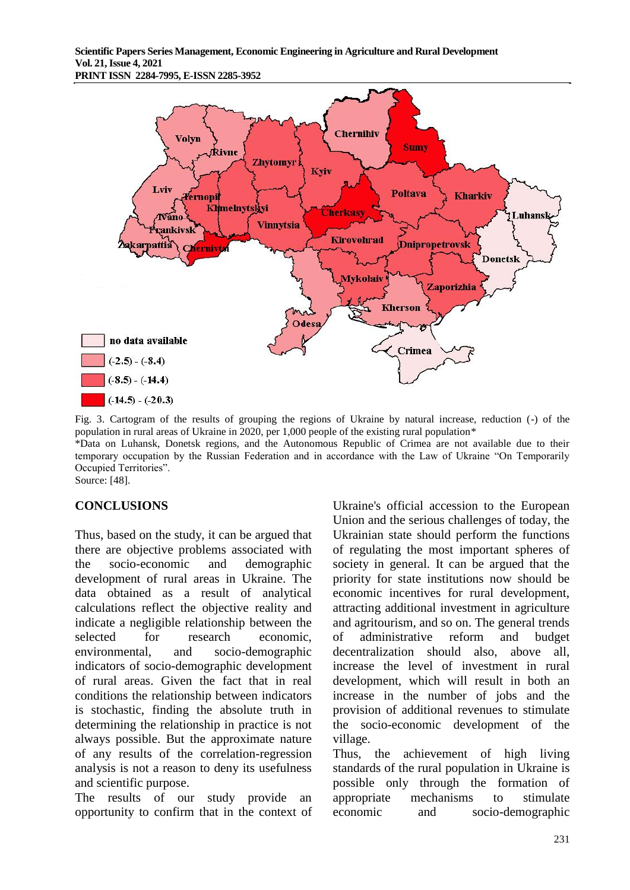Volyn

Rivne

Zhytomyr

Kyiv

Chernihiv

Sumy

Lviv

Ternopil

Khmelnytskyi

Vinnytsia

Cherkasy

Poltava

Kharkiv

Luhansk

Ivano-Frankivsk

Zakarpattia

Chernivtsi

Kirovohrad

Dnipropetrovsk

Donetsk

Mykolaiv

Zaporizhia

Kherson

Odesa

Crimea

no data available

(-2.5) - (-8.4)

(-8.5) - (-14.4)

(-14.5) - (-20.3)

Fig. 3. Cartogram of the results of grouping the regions of Ukraine by natural increase, reduction (-) of the population in rural areas of Ukraine in 2020, per 1,000 people of the existing rural population*

*Data on Luhansk, Donetsk regions, and the Autonomous Republic of Crimea are not available due to their temporary occupation by the Russian Federation and in accordance with the Law of Ukraine "On Temporarily Occupied Territories".

Source: [48].

## CONCLUSIONS

Thus, based on the study, it can be argued that there are objective problems associated with the socio-economic and demographic development of rural areas in Ukraine. The data obtained as a result of analytical calculations reflect the objective reality and indicate a negligible relationship between the selected for research economic, environmental, and socio-demographic indicators of socio-demographic development of rural areas. Given the fact that in real conditions the relationship between indicators is stochastic, finding the absolute truth in determining the relationship in practice is not always possible. But the approximate nature of any results of the correlation-regression analysis is not a reason to deny its usefulness and scientific purpose.

The results of our study provide an opportunity to confirm that in the context of Ukraine's official accession to the European Union and the serious challenges of today, the Ukrainian state should perform the functions of regulating the most important spheres of society in general. It can be argued that the priority for state institutions now should be economic incentives for rural development, attracting additional investment in agriculture and agritourism, and so on. The general trends of administrative reform and budget decentralization should also, above all, increase the level of investment in rural development, which will result in both an increase in the number of jobs and the provision of additional revenues to stimulate the socio-economic development of the village.

Thus, the achievement of high living standards of the rural population in Ukraine is possible only through the formation of appropriate mechanisms to stimulate economic and socio-demographic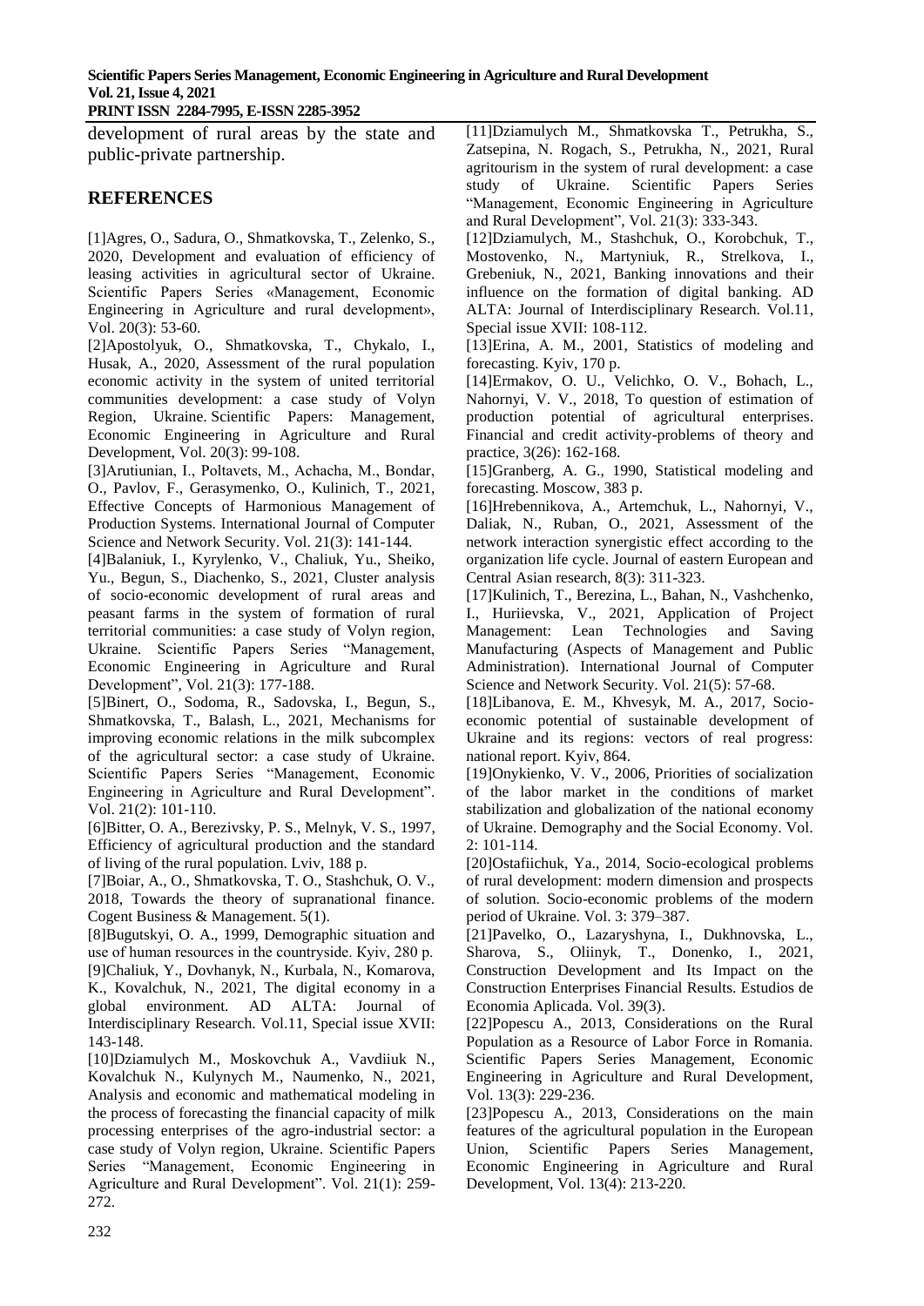development of rural areas by the state and public-private partnership.

## REFERENCES

[1]Agres, O., Sadura, O., Shmatkovska, T., Zelenko, S., 2020, Development and evaluation of efficiency of leasing activities in agricultural sector of Ukraine. Scientific Papers Series «Management, Economic Engineering in Agriculture and rural development», Vol. 20(3): 53-60.

[2]Apostolyuk, O., Shmatkovska, T., Chykalo, I., Husak, A., 2020, Assessment of the rural population economic activity in the system of united territorial communities development: a case study of Volyn Region, Ukraine. Scientific Papers: Management, Economic Engineering in Agriculture and Rural Development, Vol. 20(3): 99-108.

[3]Arutiunian, I., Poltavets, M., Achacha, M., Bondar, O., Pavlov, F., Gerasymenko, O., Kulinich, T., 2021, Effective Concepts of Harmonious Management of Production Systems. International Journal of Computer Science and Network Security. Vol. 21(3): 141-144.

[4]Balaniuk, I., Kyrylenko, V., Chaliuk, Yu., Sheiko, Yu., Begun, S., Diachenko, S., 2021, Cluster analysis of socio-economic development of rural areas and peasant farms in the system of formation of rural territorial communities: a case study of Volyn region, Ukraine. Scientific Papers Series "Management, Economic Engineering in Agriculture and Rural Development", Vol. 21(3): 177-188.

[5]Binert, O., Sodoma, R., Sadovska, I., Begun, S., Shmatkovska, T., Balash, L., 2021, Mechanisms for improving economic relations in the milk subcomplex of the agricultural sector: a case study of Ukraine. Scientific Papers Series "Management, Economic Engineering in Agriculture and Rural Development". Vol. 21(2): 101-110.

[6]Bitter, O. A., Berezivsky, P. S., Melnyk, V. S., 1997, Efficiency of agricultural production and the standard of living of the rural population. Lviv, 188 p.

[7]Boiar, A., O., Shmatkovska, T. O., Stashchuk, O. V., 2018, Towards the theory of supranational finance. Cogent Business & Management. 5(1).

[8]Bugutskyi, O. A., 1999, Demographic situation and use of human resources in the countryside. Kyiv, 280 p.

[9]Chaliuk, Y., Dovhanyk, N., Kurbala, N., Komarova, K., Kovalchuk, N., 2021, The digital economy in a global environment. AD ALTA: Journal of Interdisciplinary Research. Vol.11, Special issue XVII: 143-148.

[10]Dziamulych M., Moskovchuk A., Vavdiiuk N., Kovalchuk N., Kulynych M., Naumenko, N., 2021, Analysis and economic and mathematical modeling in the process of forecasting the financial capacity of milk processing enterprises of the agro-industrial sector: a case study of Volyn region, Ukraine. Scientific Papers Series "Management, Economic Engineering in Agriculture and Rural Development". Vol. 21(1): 259-272.

[11]Dziamulych M., Shmatkovska T., Petrukha, S., Zatsepina, N. Rogach, S., Petrukha, N., 2021, Rural agritourism in the system of rural development: a case study of Ukraine. Scientific Papers Series "Management, Economic Engineering in Agriculture and Rural Development", Vol. 21(3): 333-343.

[12]Dziamulych, M., Stashchuk, O., Korobchuk, T., Mostovenko, N., Martyniuk, R., Strelkova, I., Grebeniuk, N., 2021, Banking innovations and their influence on the formation of digital banking. AD ALTA: Journal of Interdisciplinary Research. Vol.11, Special issue XVII: 108-112.

[13]Erina, A. M., 2001, Statistics of modeling and forecasting. Kyiv, 170 p.

[14]Ermakov, O. U., Velichko, O. V., Bohach, L., Nahornyi, V. V., 2018, To question of estimation of production potential of agricultural enterprises. Financial and credit activity-problems of theory and practice, 3(26): 162-168.

[15]Granberg, A. G., 1990, Statistical modeling and forecasting. Moscow, 383 p.

[16]Hrebennikova, A., Artemchuk, L., Nahornyi, V., Daliak, N., Ruban, O., 2021, Assessment of the network interaction synergistic effect according to the organization life cycle. Journal of eastern European and Central Asian research, 8(3): 311-323.

[17]Kulinich, T., Berezina, L., Bahan, N., Vashchenko, I., Huriievska, V., 2021, Application of Project Management: Lean Technologies and Saving Manufacturing (Aspects of Management and Public Administration). International Journal of Computer Science and Network Security. Vol. 21(5): 57-68.

[18]Libanova, E. M., Khvesyk, M. A., 2017, Socio-economic potential of sustainable development of Ukraine and its regions: vectors of real progress: national report. Kyiv, 864.

[19]Onykienko, V. V., 2006, Priorities of socialization of the labor market in the conditions of market stabilization and globalization of the national economy of Ukraine. Demography and the Social Economy. Vol. 2: 101-114.

[20]Ostafiichuk, Ya., 2014, Socio-ecological problems of rural development: modern dimension and prospects of solution. Socio-economic problems of the modern period of Ukraine. Vol. 3: 379–387.

[21]Pavelko, O., Lazaryshyna, I., Dukhnovska, L., Sharova, S., Oliinyk, T., Donenko, I., 2021, Construction Development and Its Impact on the Construction Enterprises Financial Results. Estudios de Economia Aplicada. Vol. 39(3).

[22]Popescu A., 2013, Considerations on the Rural Population as a Resource of Labor Force in Romania. Scientific Papers Series Management, Economic Engineering in Agriculture and Rural Development, Vol. 13(3): 229-236.

[23]Popescu A., 2013, Considerations on the main features of the agricultural population in the European Union, Scientific Papers Series Management, Economic Engineering in Agriculture and Rural Development, Vol. 13(4): 213-220.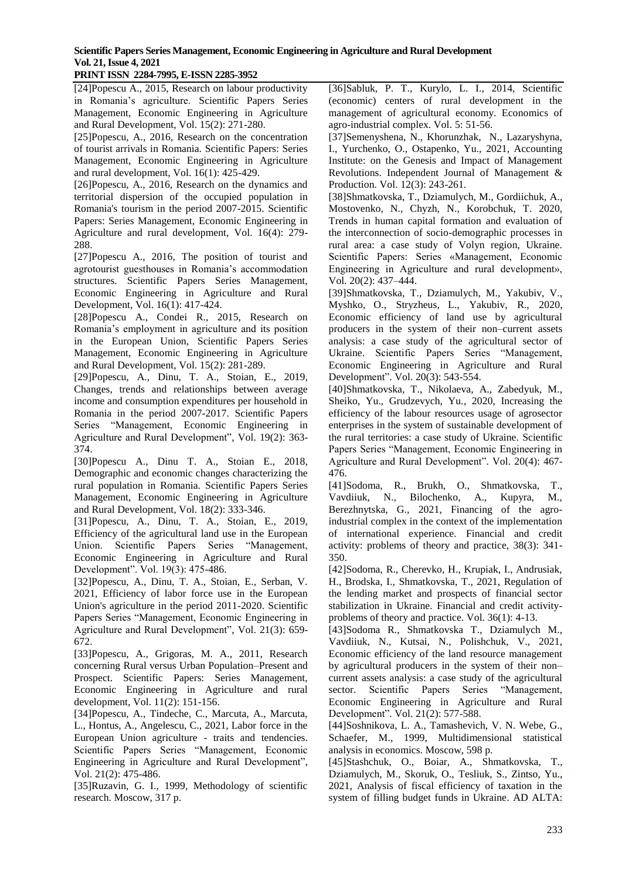[24]Popescu A., 2015, Research on labour productivity in Romania's agriculture. Scientific Papers Series Management, Economic Engineering in Agriculture and Rural Development, Vol. 15(2): 271-280.

[25]Popescu, A., 2016, Research on the concentration of tourist arrivals in Romania. Scientific Papers: Series Management, Economic Engineering in Agriculture and rural development, Vol. 16(1): 425-429.

[26]Popescu, A., 2016, Research on the dynamics and territorial dispersion of the occupied population in Romania's tourism in the period 2007-2015. Scientific Papers: Series Management, Economic Engineering in Agriculture and rural development, Vol. 16(4): 279-288.

[27]Popescu A., 2016, The position of tourist and agrotourist guesthouses in Romania's accommodation structures. Scientific Papers Series Management, Economic Engineering in Agriculture and Rural Development, Vol. 16(1): 417-424.

[28]Popescu A., Condei R., 2015, Research on Romania's employment in agriculture and its position in the European Union, Scientific Papers Series Management, Economic Engineering in Agriculture and Rural Development, Vol. 15(2): 281-289.

[29]Popescu, A., Dinu, T. A., Stoian, E., 2019, Changes, trends and relationships between average income and consumption expenditures per household in Romania in the period 2007-2017. Scientific Papers Series "Management, Economic Engineering in Agriculture and Rural Development", Vol. 19(2): 363-374.

[30]Popescu A., Dinu T. A., Stoian E., 2018, Demographic and economic changes characterizing the rural population in Romania. Scientific Papers Series Management, Economic Engineering in Agriculture and Rural Development, Vol. 18(2): 333-346.

[31]Popescu, A., Dinu, T. A., Stoian, E., 2019, Efficiency of the agricultural land use in the European Union. Scientific Papers Series "Management, Economic Engineering in Agriculture and Rural Development". Vol. 19(3): 475-486.

[32]Popescu, A., Dinu, T. A., Stoian, E., Serban, V. 2021, Efficiency of labor force use in the European Union's agriculture in the period 2011-2020. Scientific Papers Series "Management, Economic Engineering in Agriculture and Rural Development", Vol. 21(3): 659-672.

[33]Popescu, A., Grigoras, M. A., 2011, Research concerning Rural versus Urban Population–Present and Prospect. Scientific Papers: Series Management, Economic Engineering in Agriculture and rural development, Vol. 11(2): 151-156.

[34]Popescu, A., Tindeche, C., Marcuta, A., Marcuta, L., Hontus, A., Angelescu, C., 2021, Labor force in the European Union agriculture - traits and tendencies. Scientific Papers Series "Management, Economic Engineering in Agriculture and Rural Development", Vol. 21(2): 475-486.

[35]Ruzavin, G. I., 1999, Methodology of scientific research. Moscow, 317 p.

[36]Sabluk, P. T., Kurylo, L. I., 2014, Scientific (economic) centers of rural development in the management of agricultural economy. Economics of agro-industrial complex. Vol. 5: 51-56.

[37]Semenyshena, N., Khorunzhak, N., Lazaryshyna, I., Yurchenko, O., Ostapenko, Yu., 2021, Accounting Institute: on the Genesis and Impact of Management Revolutions. Independent Journal of Management & Production. Vol. 12(3): 243-261.

[38]Shmatkovska, T., Dziamulych, M., Gordiichuk, A., Mostovenko, N., Chyzh, N., Korobchuk, T. 2020, Trends in human capital formation and evaluation of the interconnection of socio-demographic processes in rural area: a case study of Volyn region, Ukraine. Scientific Papers: Series «Management, Economic Engineering in Agriculture and rural development», Vol. 20(2): 437–444.

[39]Shmatkovska, T., Dziamulych, M., Yakubiv, V., Myshko, O., Stryzheus, L., Yakubiv, R., 2020, Economic efficiency of land use by agricultural producers in the system of their non–current assets analysis: a case study of the agricultural sector of Ukraine. Scientific Papers Series "Management, Economic Engineering in Agriculture and Rural Development". Vol. 20(3): 543-554.

[40]Shmatkovska, T., Nikolaeva, A., Zabedyuk, M., Sheiko, Yu., Grudzevych, Yu., 2020, Increasing the efficiency of the labour resources usage of agrosector enterprises in the system of sustainable development of the rural territories: a case study of Ukraine. Scientific Papers Series "Management, Economic Engineering in Agriculture and Rural Development". Vol. 20(4): 467-476.

[41]Sodoma, R., Brukh, O., Shmatkovska, T., Vavdiiuk, N., Bilochenko, A., Kupyra, M., Berezhnytska, G., 2021, Financing of the agro-industrial complex in the context of the implementation of international experience. Financial and credit activity: problems of theory and practice, 38(3): 341-350.

[42]Sodoma, R., Cherevko, H., Krupiak, I., Andrusiak, H., Brodska, I., Shmatkovska, T., 2021, Regulation of the lending market and prospects of financial sector stabilization in Ukraine. Financial and credit activity-problems of theory and practice. Vol. 36(1): 4-13.

[43]Sodoma R., Shmatkovska T., Dziamulych M., Vavdiiuk, N., Kutsai, N., Polishchuk, V., 2021, Economic efficiency of the land resource management by agricultural producers in the system of their non–current assets analysis: a case study of the agricultural sector. Scientific Papers Series "Management, Economic Engineering in Agriculture and Rural Development". Vol. 21(2): 577-588.

[44]Soshnikova, L. A., Tamashevich, V. N. Webe, G., Schaefer, M., 1999, Multidimensional statistical analysis in economics. Moscow, 598 p.

[45]Stashchuk, O., Boiar, A., Shmatkovska, T., Dziamulych, M., Skoruk, O., Tesliuk, S., Zintso, Yu., 2021, Analysis of fiscal efficiency of taxation in the system of filling budget funds in Ukraine. AD ALTA: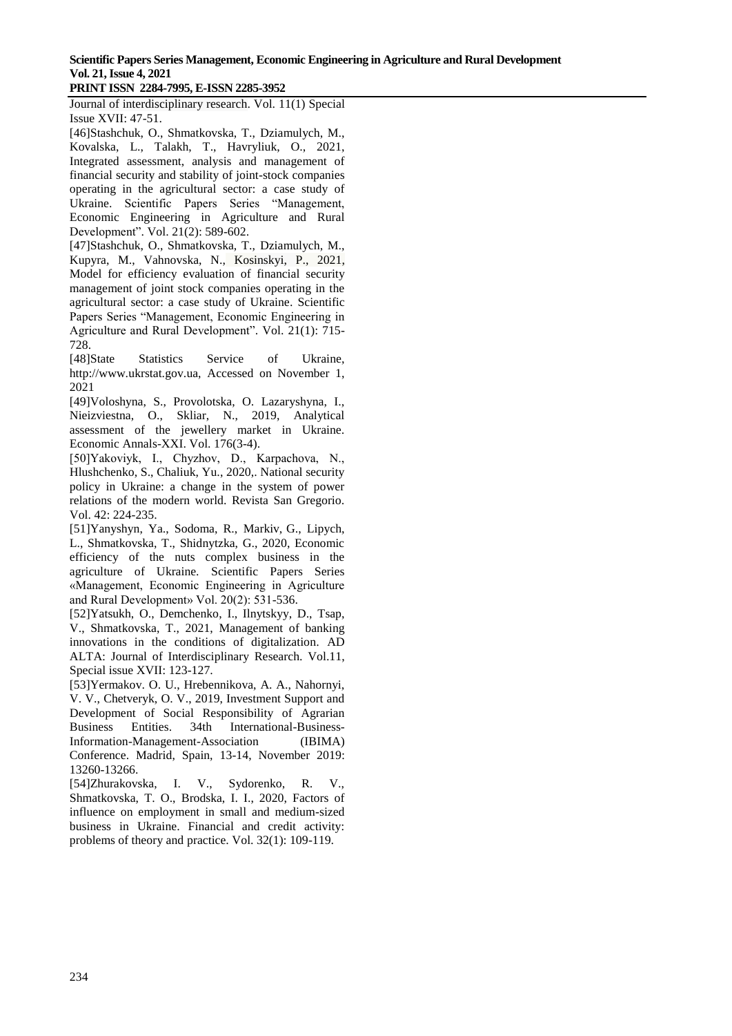Journal of interdisciplinary research. Vol. 11(1) Special Issue XVII: 47-51.

[46]Stashchuk, O., Shmatkovska, T., Dziamulych, M., Kovalska, L., Talakh, T., Havryliuk, O., 2021, Integrated assessment, analysis and management of financial security and stability of joint-stock companies operating in the agricultural sector: a case study of Ukraine. Scientific Papers Series "Management, Economic Engineering in Agriculture and Rural Development". Vol. 21(2): 589-602.

[47]Stashchuk, O., Shmatkovska, T., Dziamulych, M., Kupyra, M., Vahnovska, N., Kosinskyi, P., 2021, Model for efficiency evaluation of financial security management of joint stock companies operating in the agricultural sector: a case study of Ukraine. Scientific Papers Series "Management, Economic Engineering in Agriculture and Rural Development". Vol. 21(1): 715-728.

[48]State Statistics Service of Ukraine, http://www.ukrstat.gov.ua, Accessed on November 1, 2021

[49]Voloshyna, S., Provolotska, O. Lazaryshyna, I., Nieizviestna, O., Skliar, N., 2019, Analytical assessment of the jewellery market in Ukraine. Economic Annals-XXI. Vol. 176(3-4).

[50]Yakoviyk, I., Chyzhov, D., Karpachova, N., Hlushchenko, S., Chaliuk, Yu., 2020,. National security policy in Ukraine: a change in the system of power relations of the modern world. Revista San Gregorio. Vol. 42: 224-235.

[51]Yanyshyn, Ya., Sodoma, R., Markiv, G., Lipych, L., Shmatkovska, T., Shidnytzka, G., 2020, Economic efficiency of the nuts complex business in the agriculture of Ukraine. Scientific Papers Series «Management, Economic Engineering in Agriculture and Rural Development» Vol. 20(2): 531-536.

[52]Yatsukh, O., Demchenko, I., Ilnytskyy, D., Tsap, V., Shmatkovska, T., 2021, Management of banking innovations in the conditions of digitalization. AD ALTA: Journal of Interdisciplinary Research. Vol.11, Special issue XVII: 123-127.

[53]Yermakov. O. U., Hrebennikova, A. A., Nahornyi, V. V., Chetveryk, O. V., 2019, Investment Support and Development of Social Responsibility of Agrarian Business Entities. 34th International-Business-Information-Management-Association (IBIMA) Conference. Madrid, Spain, 13-14, November 2019: 13260-13266.

[54]Zhurakovska, I. V., Sydorenko, R. V., Shmatkovska, T. O., Brodska, I. I., 2020, Factors of influence on employment in small and medium-sized business in Ukraine. Financial and credit activity: problems of theory and practice. Vol. 32(1): 109-119.